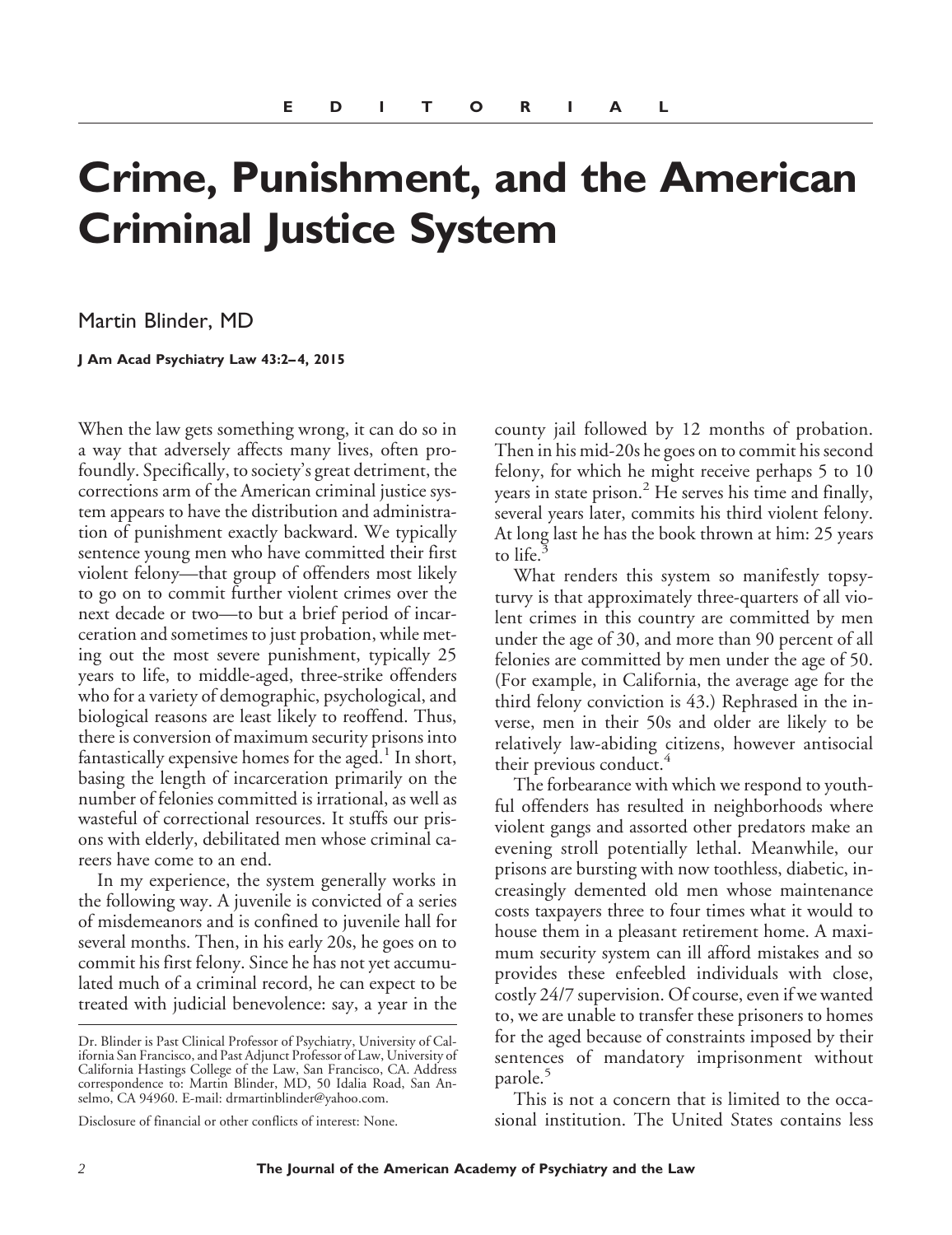EDITORIAL

# Crime, Punishment, and the American Criminal Justice System

Martin Blinder, MD

When the law gets something wrong, it can do so in a way that adversely affects many lives, often profoundly. Specifically, to society's great detriment, the corrections arm of the American criminal justice system appears to have the distribution and administration of punishment exactly backward. We typically sentence young men who have committed their first violent felony—that group of offenders most likely to go on to commit further violent crimes over the next decade or two—to but a brief period of incarceration and sometimes to just probation, while meting out the most severe punishment, typically 25 years to life, to middle-aged, three-strike offenders who for a variety of demographic, psychological, and biological reasons are least likely to reoffend. Thus, there is conversion of maximum security prisons into fantastically expensive homes for the aged.[1] In short, basing the length of incarceration primarily on the number of felonies committed is irrational, as well as wasteful of correctional resources. It stuffs our prisons with elderly, debilitated men whose criminal careers have come to an end.

In my experience, the system generally works in the following way. A juvenile is convicted of a series of misdemeanors and is confined to juvenile hall for several months. Then, in his early 20s, he goes on to commit his first felony. Since he has not yet accumulated much of a criminal record, he can expect to be treated with judicial benevolence: say, a year in the county jail followed by 12 months of probation. Then in his mid-20s he goes on to commit his second felony, for which he might receive perhaps 5 to 10 years in state prison.[2] He serves his time and finally, several years later, commits his third violent felony. At long last he has the book thrown at him: 25 years to life.[3]

What renders this system so manifestly topsy-turvy is that approximately three-quarters of all violent crimes in this country are committed by men under the age of 30, and more than 90 percent of all felonies are committed by men under the age of 50. (For example, in California, the average age for the third felony conviction is 43.) Rephrased in the inverse, men in their 50s and older are likely to be relatively law-abiding citizens, however antisocial their previous conduct.[4]

The forbearance with which we respond to youthful offenders has resulted in neighborhoods where violent gangs and assorted other predators make an evening stroll potentially lethal. Meanwhile, our prisons are bursting with now toothless, diabetic, increasingly demented old men whose maintenance costs taxpayers three to four times what it would to house them in a pleasant retirement home. A maximum security system can ill afford mistakes and so provides these enfeebled individuals with close, costly 24/7 supervision. Of course, even if we wanted to, we are unable to transfer these prisoners to homes for the aged because of constraints imposed by their sentences of mandatory imprisonment without parole.[5]

This is not a concern that is limited to the occasional institution. The United States contains less

Dr. Blinder is Past Clinical Professor of Psychiatry, University of California San Francisco, and Past Adjunct Professor of Law, University of California Hastings College of the Law, San Francisco, CA. Address correspondence to: Martin Blinder, MD, 50 Idalia Road, San Anselmo, CA 94960. E-mail: drmartinblinder@yahoo.com.

Disclosure of financial or other conflicts of interest: None.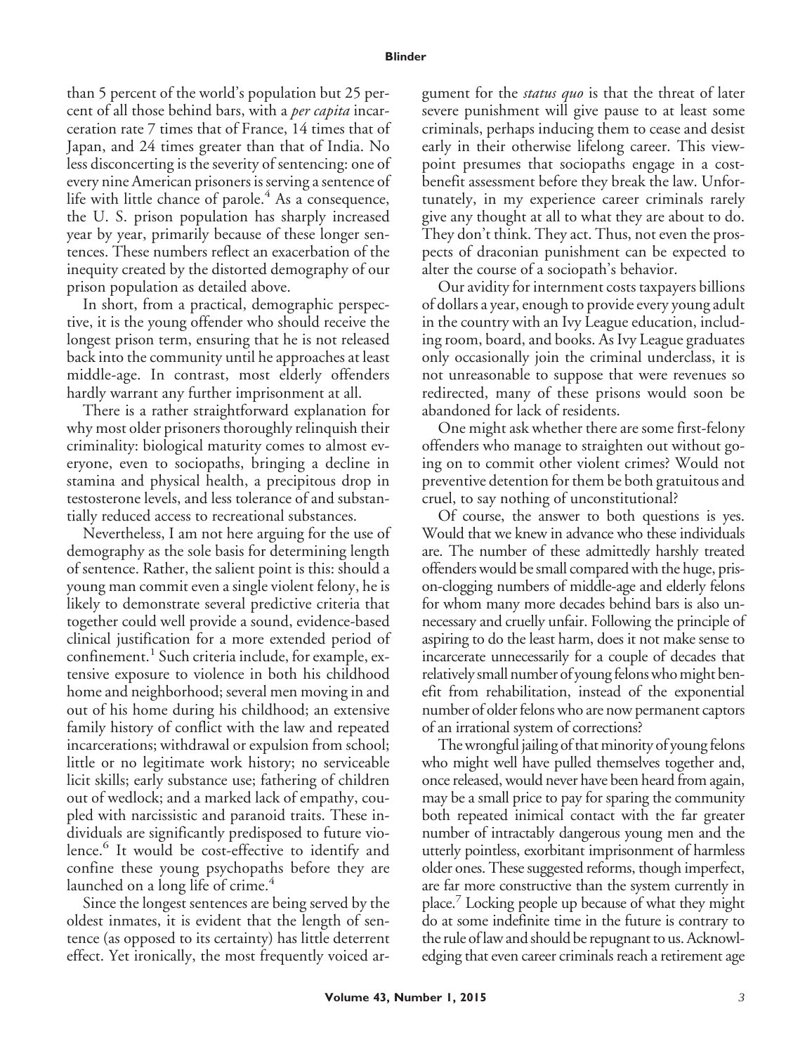than 5 percent of the world's population but 25 percent of all those behind bars, with a *per capita* incarceration rate 7 times that of France, 14 times that of Japan, and 24 times greater than that of India. No less disconcerting is the severity of sentencing: one of every nine American prisoners is serving a sentence of life with little chance of parole.[4] As a consequence, the U. S. prison population has sharply increased year by year, primarily because of these longer sentences. These numbers reflect an exacerbation of the inequity created by the distorted demography of our prison population as detailed above.

In short, from a practical, demographic perspective, it is the young offender who should receive the longest prison term, ensuring that he is not released back into the community until he approaches at least middle-age. In contrast, most elderly offenders hardly warrant any further imprisonment at all.

There is a rather straightforward explanation for why most older prisoners thoroughly relinquish their criminality: biological maturity comes to almost everyone, even to sociopaths, bringing a decline in stamina and physical health, a precipitous drop in testosterone levels, and less tolerance of and substantially reduced access to recreational substances.

Nevertheless, I am not here arguing for the use of demography as the sole basis for determining length of sentence. Rather, the salient point is this: should a young man commit even a single violent felony, he is likely to demonstrate several predictive criteria that together could well provide a sound, evidence-based clinical justification for a more extended period of confinement.[1] Such criteria include, for example, extensive exposure to violence in both his childhood home and neighborhood; several men moving in and out of his home during his childhood; an extensive family history of conflict with the law and repeated incarcerations; withdrawal or expulsion from school; little or no legitimate work history; no serviceable licit skills; early substance use; fathering of children out of wedlock; and a marked lack of empathy, coupled with narcissistic and paranoid traits. These individuals are significantly predisposed to future violence.[6] It would be cost-effective to identify and confine these young psychopaths before they are launched on a long life of crime.[4]

Since the longest sentences are being served by the oldest inmates, it is evident that the length of sentence (as opposed to its certainty) has little deterrent effect. Yet ironically, the most frequently voiced argument for the *status quo* is that the threat of later severe punishment will give pause to at least some criminals, perhaps inducing them to cease and desist early in their otherwise lifelong career. This viewpoint presumes that sociopaths engage in a cost-benefit assessment before they break the law. Unfortunately, in my experience career criminals rarely give any thought at all to what they are about to do. They don't think. They act. Thus, not even the prospects of draconian punishment can be expected to alter the course of a sociopath's behavior.

Our avidity for internment costs taxpayers billions of dollars a year, enough to provide every young adult in the country with an Ivy League education, including room, board, and books. As Ivy League graduates only occasionally join the criminal underclass, it is not unreasonable to suppose that were revenues so redirected, many of these prisons would soon be abandoned for lack of residents.

One might ask whether there are some first-felony offenders who manage to straighten out without going on to commit other violent crimes? Would not preventive detention for them be both gratuitous and cruel, to say nothing of unconstitutional?

Of course, the answer to both questions is yes. Would that we knew in advance who these individuals are. The number of these admittedly harshly treated offenders would be small compared with the huge, prison-clogging numbers of middle-age and elderly felons for whom many more decades behind bars is also unnecessary and cruelly unfair. Following the principle of aspiring to do the least harm, does it not make sense to incarcerate unnecessarily for a couple of decades that relatively small number of young felons who might benefit from rehabilitation, instead of the exponential number of older felons who are now permanent captors of an irrational system of corrections?

The wrongful jailing of that minority of young felons who might well have pulled themselves together and, once released, would never have been heard from again, may be a small price to pay for sparing the community both repeated inimical contact with the far greater number of intractably dangerous young men and the utterly pointless, exorbitant imprisonment of harmless older ones. These suggested reforms, though imperfect, are far more constructive than the system currently in place.[7] Locking people up because of what they might do at some indefinite time in the future is contrary to the rule of law and should be repugnant to us. Acknowledging that even career criminals reach a retirement age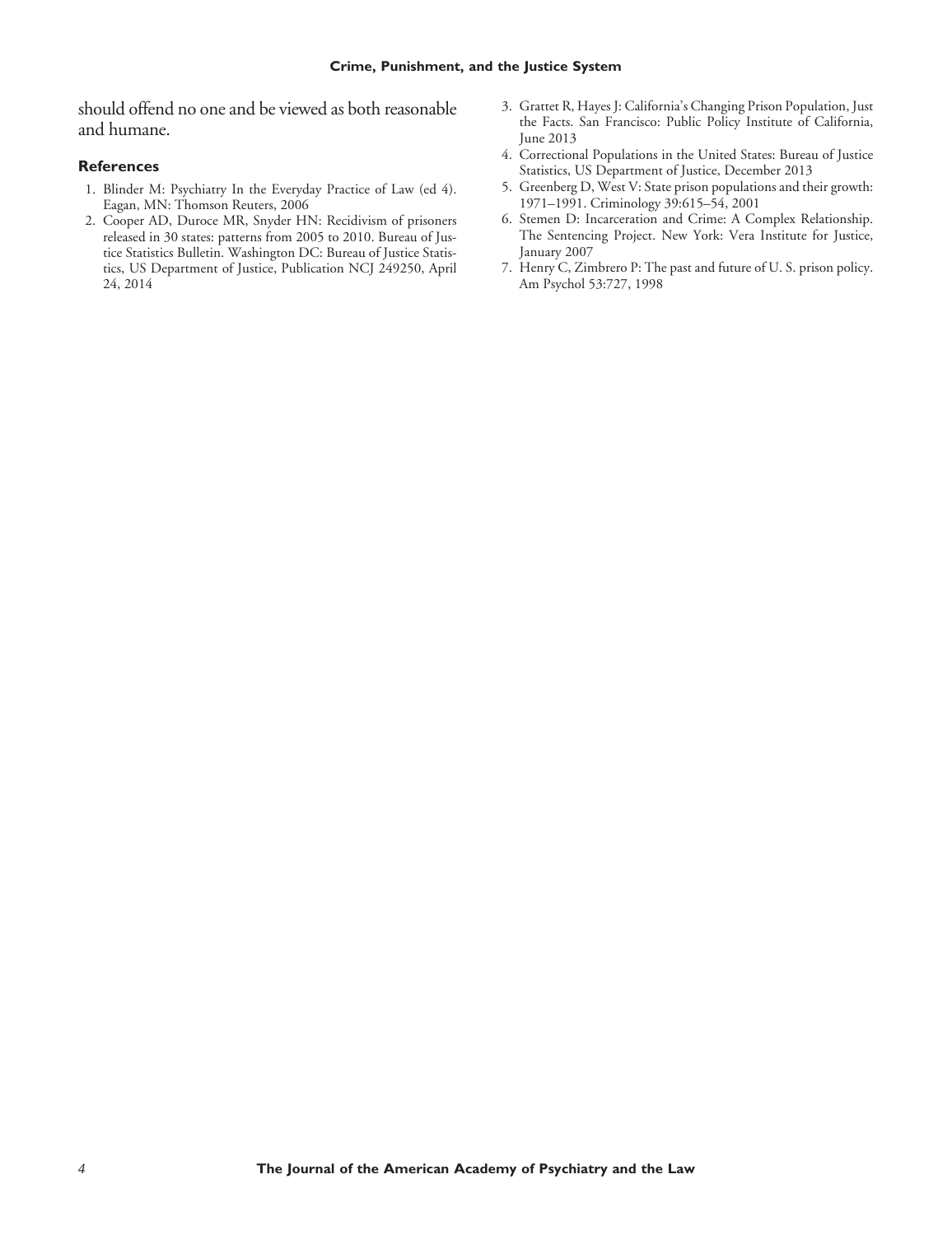should offend no one and be viewed as both reasonable and humane.

### References

1. Blinder M: Psychiatry In the Everyday Practice of Law (ed 4). Eagan, MN: Thomson Reuters, 2006
2. Cooper AD, Duroce MR, Snyder HN: Recidivism of prisoners released in 30 states: patterns from 2005 to 2010. Bureau of Justice Statistics Bulletin. Washington DC: Bureau of Justice Statistics, US Department of Justice, Publication NCJ 249250, April 24, 2014
3. Grattet R, Hayes J: California's Changing Prison Population, Just the Facts. San Francisco: Public Policy Institute of California, June 2013
4. Correctional Populations in the United States: Bureau of Justice Statistics, US Department of Justice, December 2013
5. Greenberg D, West V: State prison populations and their growth: 1971–1991. Criminology 39:615–54, 2001
6. Stemen D: Incarceration and Crime: A Complex Relationship. The Sentencing Project. New York: Vera Institute for Justice, January 2007
7. Henry C, Zimbrero P: The past and future of U. S. prison policy. Am Psychol 53:727, 1998